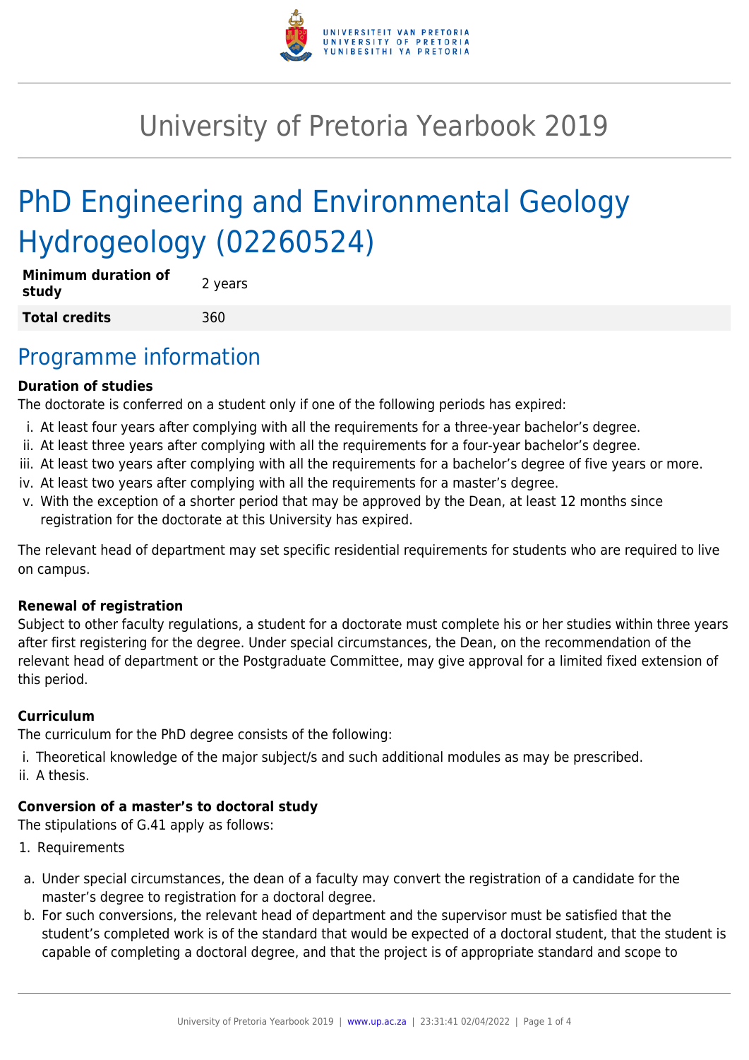# University of Pretoria Yearbook 2019

## PhD Engineering and Environmental Geology Hydrogeology (02260524)

| **Minimum duration of study** | 2 years |
|---|---|
| **Total credits** | 360 |

## Programme information

**Duration of studies**

The doctorate is conferred on a student only if one of the following periods has expired:

i. At least four years after complying with all the requirements for a three-year bachelor's degree.
ii. At least three years after complying with all the requirements for a four-year bachelor's degree.
iii. At least two years after complying with all the requirements for a bachelor's degree of five years or more.
iv. At least two years after complying with all the requirements for a master's degree.
v. With the exception of a shorter period that may be approved by the Dean, at least 12 months since registration for the doctorate at this University has expired.

The relevant head of department may set specific residential requirements for students who are required to live on campus.

**Renewal of registration**

Subject to other faculty regulations, a student for a doctorate must complete his or her studies within three years after first registering for the degree. Under special circumstances, the Dean, on the recommendation of the relevant head of department or the Postgraduate Committee, may give approval for a limited fixed extension of this period.

**Curriculum**

The curriculum for the PhD degree consists of the following:

i. Theoretical knowledge of the major subject/s and such additional modules as may be prescribed.
ii. A thesis.

**Conversion of a master's to doctoral study**

The stipulations of G.41 apply as follows:

1. Requirements

a. Under special circumstances, the dean of a faculty may convert the registration of a candidate for the master's degree to registration for a doctoral degree.
b. For such conversions, the relevant head of department and the supervisor must be satisfied that the student's completed work is of the standard that would be expected of a doctoral student, that the student is capable of completing a doctoral degree, and that the project is of appropriate standard and scope to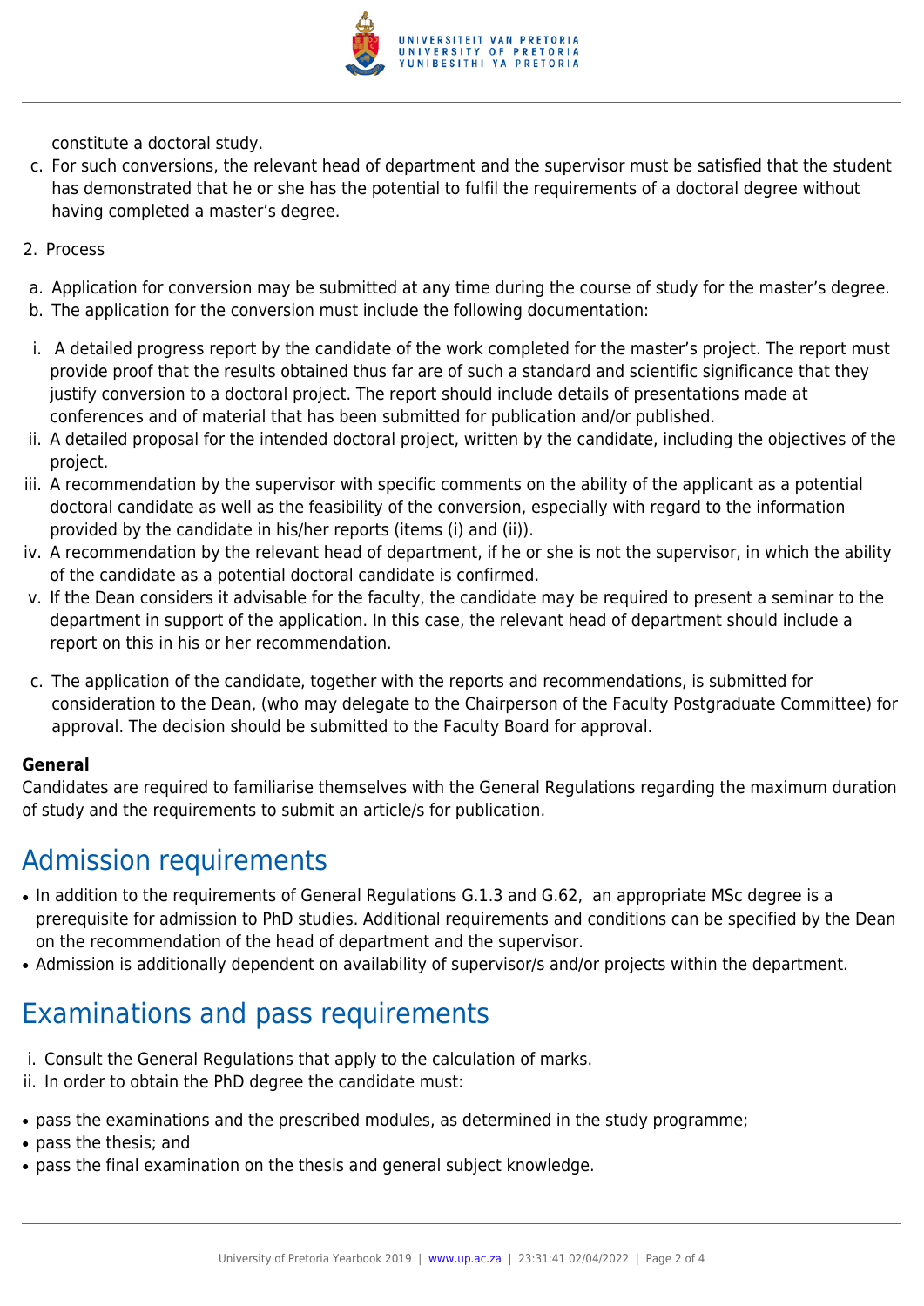constitute a doctoral study.

c. For such conversions, the relevant head of department and the supervisor must be satisfied that the student has demonstrated that he or she has the potential to fulfil the requirements of a doctoral degree without having completed a master's degree.

2. Process

a. Application for conversion may be submitted at any time during the course of study for the master's degree.
b. The application for the conversion must include the following documentation:

i. A detailed progress report by the candidate of the work completed for the master's project. The report must provide proof that the results obtained thus far are of such a standard and scientific significance that they justify conversion to a doctoral project. The report should include details of presentations made at conferences and of material that has been submitted for publication and/or published.
ii. A detailed proposal for the intended doctoral project, written by the candidate, including the objectives of the project.
iii. A recommendation by the supervisor with specific comments on the ability of the applicant as a potential doctoral candidate as well as the feasibility of the conversion, especially with regard to the information provided by the candidate in his/her reports (items (i) and (ii)).
iv. A recommendation by the relevant head of department, if he or she is not the supervisor, in which the ability of the candidate as a potential doctoral candidate is confirmed.
v. If the Dean considers it advisable for the faculty, the candidate may be required to present a seminar to the department in support of the application. In this case, the relevant head of department should include a report on this in his or her recommendation.

c. The application of the candidate, together with the reports and recommendations, is submitted for consideration to the Dean, (who may delegate to the Chairperson of the Faculty Postgraduate Committee) for approval. The decision should be submitted to the Faculty Board for approval.

**General**

Candidates are required to familiarise themselves with the General Regulations regarding the maximum duration of study and the requirements to submit an article/s for publication.

## Admission requirements

- In addition to the requirements of General Regulations G.1.3 and G.62, an appropriate MSc degree is a prerequisite for admission to PhD studies. Additional requirements and conditions can be specified by the Dean on the recommendation of the head of department and the supervisor.
- Admission is additionally dependent on availability of supervisor/s and/or projects within the department.

## Examinations and pass requirements

i. Consult the General Regulations that apply to the calculation of marks.
ii. In order to obtain the PhD degree the candidate must:

- pass the examinations and the prescribed modules, as determined in the study programme;
- pass the thesis; and
- pass the final examination on the thesis and general subject knowledge.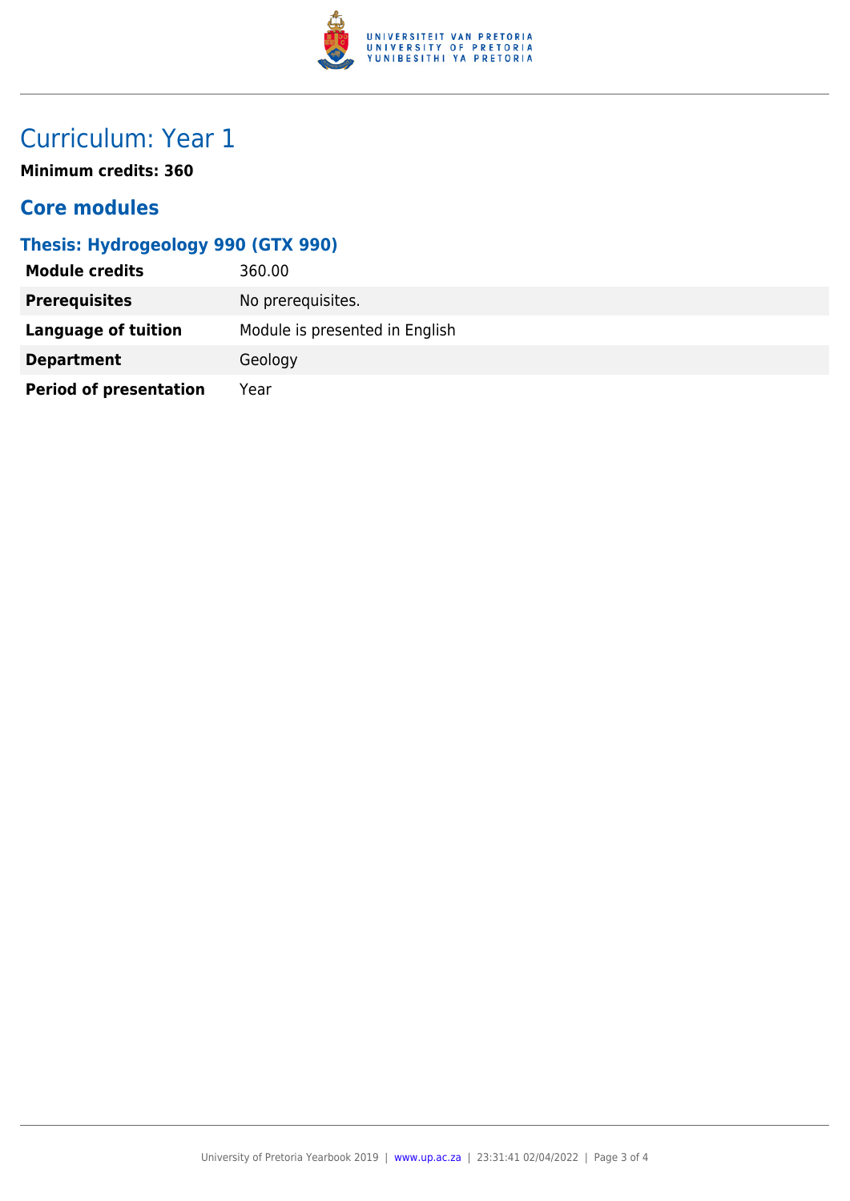# Curriculum: Year 1

**Minimum credits: 360**

## Core modules

### Thesis: Hydrogeology 990 (GTX 990)

| | |
|---|---|
| **Module credits** | 360.00 |
| **Prerequisites** | No prerequisites. |
| **Language of tuition** | Module is presented in English |
| **Department** | Geology |
| **Period of presentation** | Year |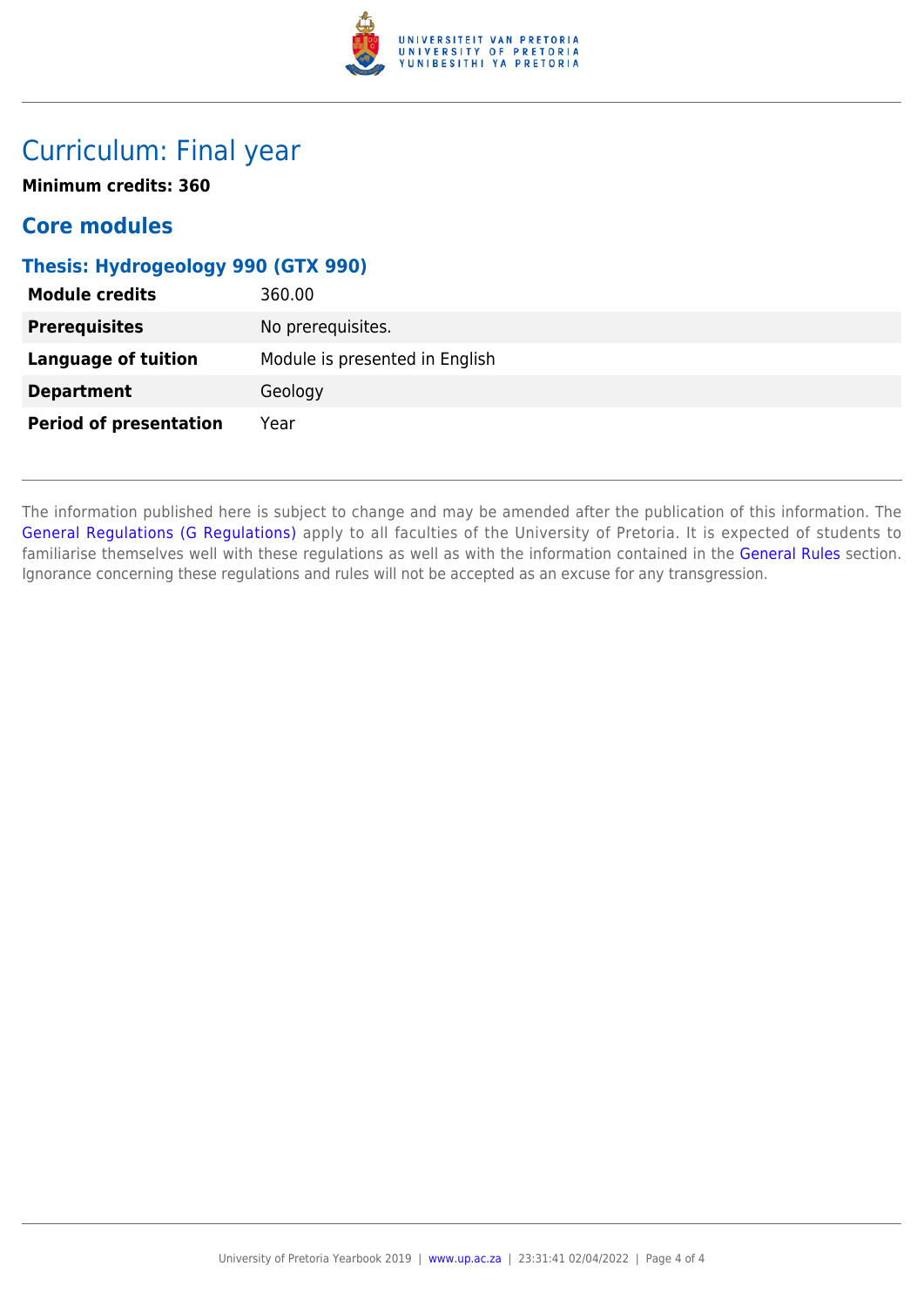# Curriculum: Final year

**Minimum credits: 360**

## Core modules

### Thesis: Hydrogeology 990 (GTX 990)

| | |
|---|---|
| **Module credits** | 360.00 |
| **Prerequisites** | No prerequisites. |
| **Language of tuition** | Module is presented in English |
| **Department** | Geology |
| **Period of presentation** | Year |

The information published here is subject to change and may be amended after the publication of this information. The General Regulations (G Regulations) apply to all faculties of the University of Pretoria. It is expected of students to familiarise themselves well with these regulations as well as with the information contained in the General Rules section. Ignorance concerning these regulations and rules will not be accepted as an excuse for any transgression.